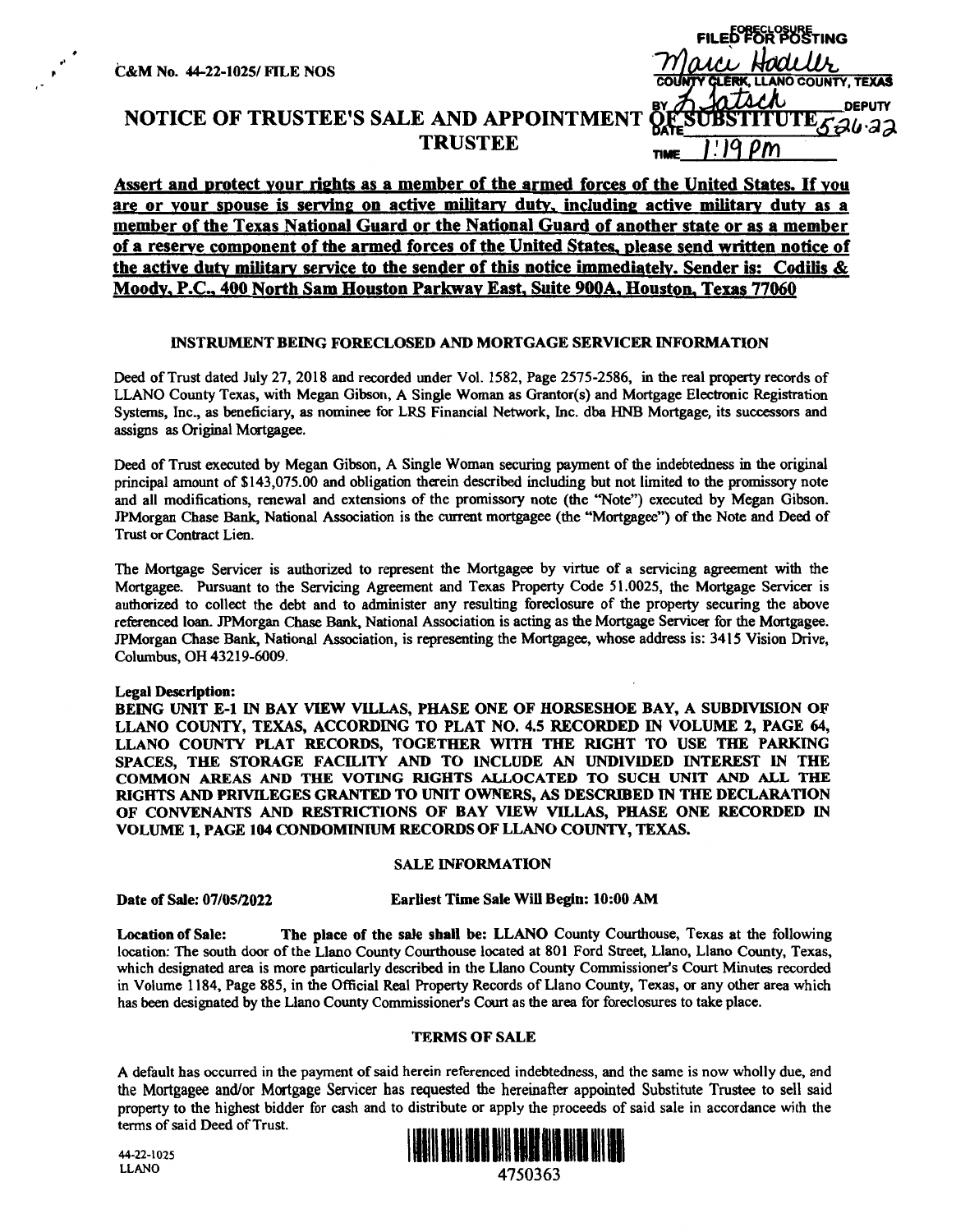FORECLOSURE
FILED FOR POSTING
Marci Hodeller
COUNTY CLERK, LLANO COUNTY, TEXAS
BY L Satsch DEPUTY
DATE 5-26-22
TIME 1:19 PM

C&M No. 44-22-1025/ FILE NOS

# NOTICE OF TRUSTEE'S SALE AND APPOINTMENT OF SUBSTITUTE TRUSTEE

**Assert and protect your rights as a member of the armed forces of the United States. If you are or your spouse is serving on active military duty, including active military duty as a member of the Texas National Guard or the National Guard of another state or as a member of a reserve component of the armed forces of the United States, please send written notice of the active duty military service to the sender of this notice immediately. Sender is: Codilis & Moody, P.C., 400 North Sam Houston Parkway East, Suite 900A, Houston, Texas 77060**

## INSTRUMENT BEING FORECLOSED AND MORTGAGE SERVICER INFORMATION

Deed of Trust dated July 27, 2018 and recorded under Vol. 1582, Page 2575-2586, in the real property records of LLANO County Texas, with Megan Gibson, A Single Woman as Grantor(s) and Mortgage Electronic Registration Systems, Inc., as beneficiary, as nominee for LRS Financial Network, Inc. dba HNB Mortgage, its successors and assigns as Original Mortgagee.

Deed of Trust executed by Megan Gibson, A Single Woman securing payment of the indebtedness in the original principal amount of $143,075.00 and obligation therein described including but not limited to the promissory note and all modifications, renewal and extensions of the promissory note (the "Note") executed by Megan Gibson. JPMorgan Chase Bank, National Association is the current mortgagee (the "Mortgagee") of the Note and Deed of Trust or Contract Lien.

The Mortgage Servicer is authorized to represent the Mortgagee by virtue of a servicing agreement with the Mortgagee. Pursuant to the Servicing Agreement and Texas Property Code 51.0025, the Mortgage Servicer is authorized to collect the debt and to administer any resulting foreclosure of the property securing the above referenced loan. JPMorgan Chase Bank, National Association is acting as the Mortgage Servicer for the Mortgagee. JPMorgan Chase Bank, National Association, is representing the Mortgagee, whose address is: 3415 Vision Drive, Columbus, OH 43219-6009.

**Legal Description:**

**BEING UNIT E-1 IN BAY VIEW VILLAS, PHASE ONE OF HORSESHOE BAY, A SUBDIVISION OF LLANO COUNTY, TEXAS, ACCORDING TO PLAT NO. 4.5 RECORDED IN VOLUME 2, PAGE 64, LLANO COUNTY PLAT RECORDS, TOGETHER WITH THE RIGHT TO USE THE PARKING SPACES, THE STORAGE FACILITY AND TO INCLUDE AN UNDIVIDED INTEREST IN THE COMMON AREAS AND THE VOTING RIGHTS ALLOCATED TO SUCH UNIT AND ALL THE RIGHTS AND PRIVILEGES GRANTED TO UNIT OWNERS, AS DESCRIBED IN THE DECLARATION OF CONVENANTS AND RESTRICTIONS OF BAY VIEW VILLAS, PHASE ONE RECORDED IN VOLUME 1, PAGE 104 CONDOMINIUM RECORDS OF LLANO COUNTY, TEXAS.**

## SALE INFORMATION

**Date of Sale: 07/05/2022** **Earliest Time Sale Will Begin: 10:00 AM**

**Location of Sale:** **The place of the sale shall be: LLANO** County Courthouse, Texas at the following location: The south door of the Llano County Courthouse located at 801 Ford Street, Llano, Llano County, Texas, which designated area is more particularly described in the Llano County Commissioner's Court Minutes recorded in Volume 1184, Page 885, in the Official Real Property Records of Llano County, Texas, or any other area which has been designated by the Llano County Commissioner's Court as the area for foreclosures to take place.

## TERMS OF SALE

A default has occurred in the payment of said herein referenced indebtedness, and the same is now wholly due, and the Mortgagee and/or Mortgage Servicer has requested the hereinafter appointed Substitute Trustee to sell said property to the highest bidder for cash and to distribute or apply the proceeds of said sale in accordance with the terms of said Deed of Trust.

44-22-1025
LLANO

4750363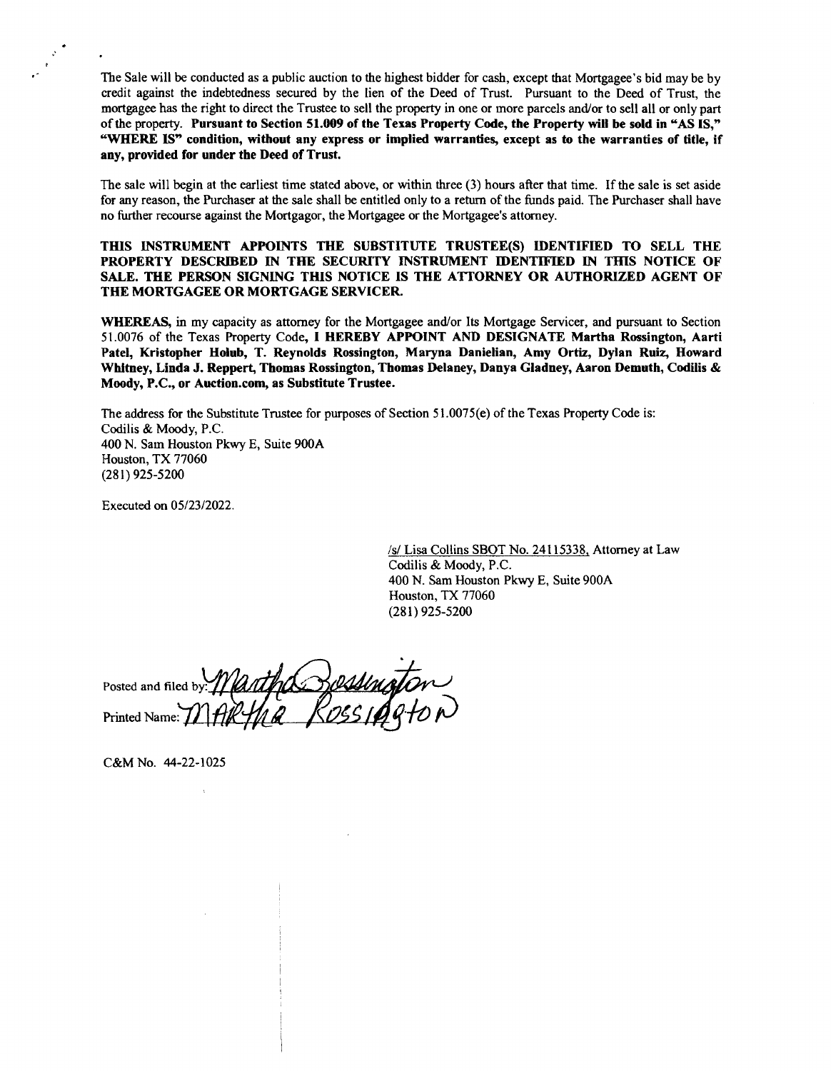The Sale will be conducted as a public auction to the highest bidder for cash, except that Mortgagee's bid may be by credit against the indebtedness secured by the lien of the Deed of Trust. Pursuant to the Deed of Trust, the mortgagee has the right to direct the Trustee to sell the property in one or more parcels and/or to sell all or only part of the property. **Pursuant to Section 51.009 of the Texas Property Code, the Property will be sold in "AS IS," "WHERE IS" condition, without any express or implied warranties, except as to the warranties of title, if any, provided for under the Deed of Trust.**

The sale will begin at the earliest time stated above, or within three (3) hours after that time. If the sale is set aside for any reason, the Purchaser at the sale shall be entitled only to a return of the funds paid. The Purchaser shall have no further recourse against the Mortgagor, the Mortgagee or the Mortgagee's attorney.

**THIS INSTRUMENT APPOINTS THE SUBSTITUTE TRUSTEE(S) IDENTIFIED TO SELL THE PROPERTY DESCRIBED IN THE SECURITY INSTRUMENT IDENTIFIED IN THIS NOTICE OF SALE. THE PERSON SIGNING THIS NOTICE IS THE ATTORNEY OR AUTHORIZED AGENT OF THE MORTGAGEE OR MORTGAGE SERVICER.**

**WHEREAS,** in my capacity as attorney for the Mortgagee and/or Its Mortgage Servicer, and pursuant to Section 51.0076 of the Texas Property Code, **I HEREBY APPOINT AND DESIGNATE Martha Rossington, Aarti Patel, Kristopher Holub, T. Reynolds Rossington, Maryna Danielian, Amy Ortiz, Dylan Ruiz, Howard Whitney, Linda J. Reppert, Thomas Rossington, Thomas Delaney, Danya Gladney, Aaron Demuth, Codilis & Moody, P.C., or Auction.com, as Substitute Trustee.**

The address for the Substitute Trustee for purposes of Section 51.0075(e) of the Texas Property Code is:
Codilis & Moody, P.C.
400 N. Sam Houston Pkwy E, Suite 900A
Houston, TX 77060
(281) 925-5200

Executed on 05/23/2022.

/s/ Lisa Collins SBOT No. 24115338, Attorney at Law
Codilis & Moody, P.C.
400 N. Sam Houston Pkwy E, Suite 900A
Houston, TX 77060
(281) 925-5200

Posted and filed by: Martha Rossington
Printed Name: MARTHA ROSSINGTON

C&M No. 44-22-1025